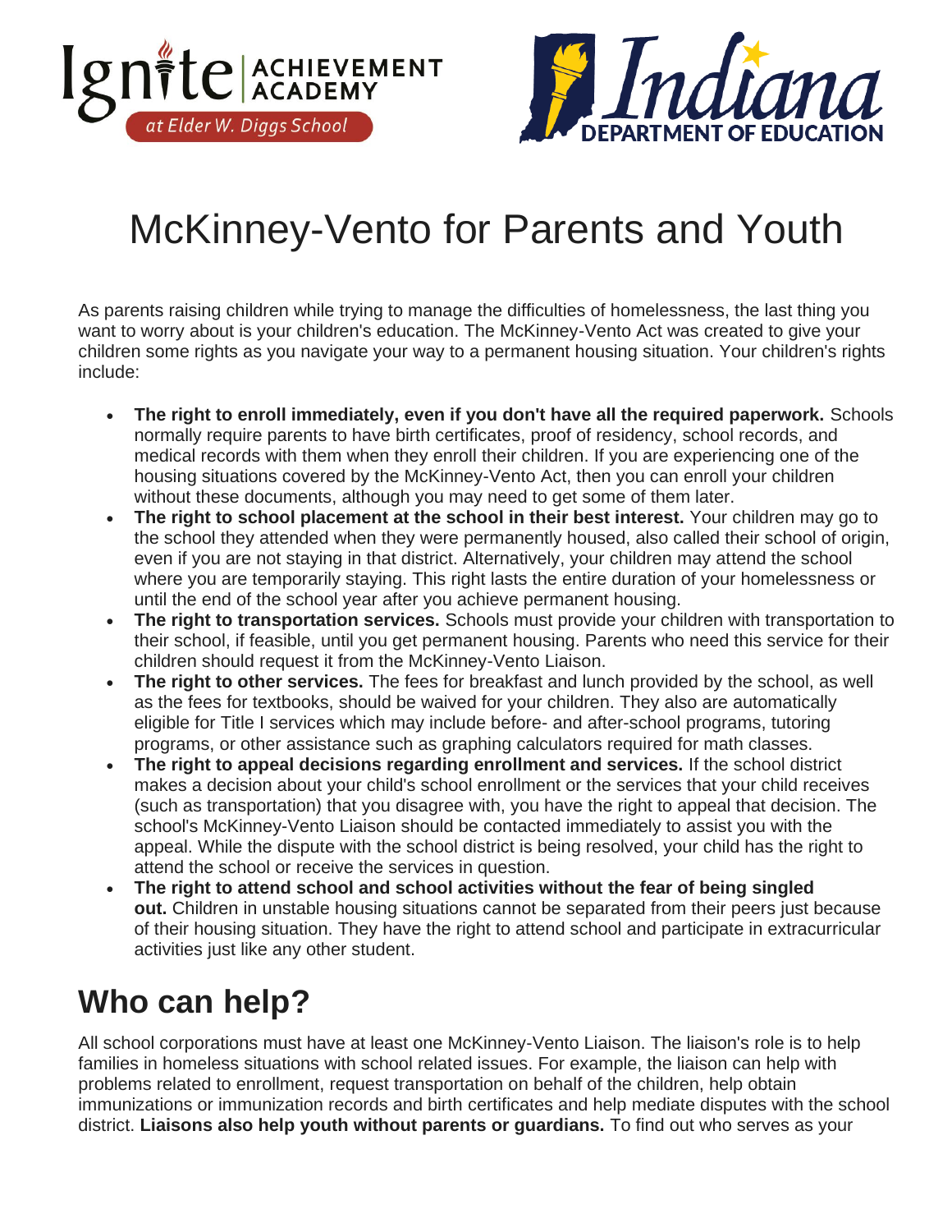# McKinney-Vento for Parents and Youth

As parents raising children while trying to manage the difficulties of homelessness, the last thing you want to worry about is your children's education. The McKinney-Vento Act was created to give your children some rights as you navigate your way to a permanent housing situation. Your children's rights include:

- **The right to enroll immediately, even if you don't have all the required paperwork.** Schools normally require parents to have birth certificates, proof of residency, school records, and medical records with them when they enroll their children. If you are experiencing one of the housing situations covered by the McKinney-Vento Act, then you can enroll your children without these documents, although you may need to get some of them later.
- **The right to school placement at the school in their best interest.** Your children may go to the school they attended when they were permanently housed, also called their school of origin, even if you are not staying in that district. Alternatively, your children may attend the school where you are temporarily staying. This right lasts the entire duration of your homelessness or until the end of the school year after you achieve permanent housing.
- **The right to transportation services.** Schools must provide your children with transportation to their school, if feasible, until you get permanent housing. Parents who need this service for their children should request it from the McKinney-Vento Liaison.
- **The right to other services.** The fees for breakfast and lunch provided by the school, as well as the fees for textbooks, should be waived for your children. They also are automatically eligible for Title I services which may include before- and after-school programs, tutoring programs, or other assistance such as graphing calculators required for math classes.
- **The right to appeal decisions regarding enrollment and services.** If the school district makes a decision about your child's school enrollment or the services that your child receives (such as transportation) that you disagree with, you have the right to appeal that decision. The school's McKinney-Vento Liaison should be contacted immediately to assist you with the appeal. While the dispute with the school district is being resolved, your child has the right to attend the school or receive the services in question.
- **The right to attend school and school activities without the fear of being singled out.** Children in unstable housing situations cannot be separated from their peers just because of their housing situation. They have the right to attend school and participate in extracurricular activities just like any other student.

## Who can help?

All school corporations must have at least one McKinney-Vento Liaison. The liaison's role is to help families in homeless situations with school related issues. For example, the liaison can help with problems related to enrollment, request transportation on behalf of the children, help obtain immunizations or immunization records and birth certificates and help mediate disputes with the school district. **Liaisons also help youth without parents or guardians.** To find out who serves as your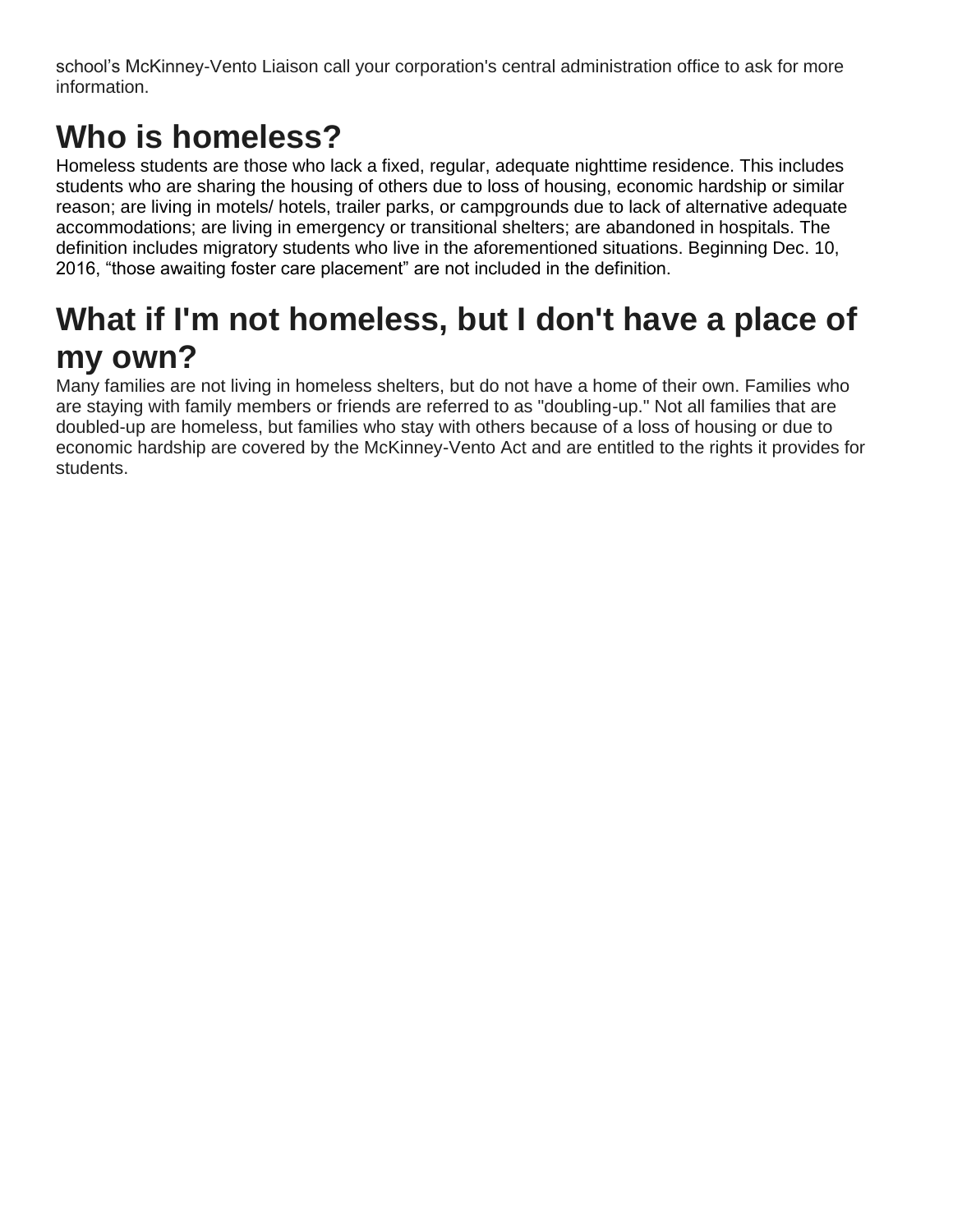school’s McKinney-Vento Liaison call your corporation's central administration office to ask for more information.

# Who is homeless?

Homeless students are those who lack a fixed, regular, adequate nighttime residence. This includes students who are sharing the housing of others due to loss of housing, economic hardship or similar reason; are living in motels/ hotels, trailer parks, or campgrounds due to lack of alternative adequate accommodations; are living in emergency or transitional shelters; are abandoned in hospitals. The definition includes migratory students who live in the aforementioned situations. Beginning Dec. 10, 2016, “those awaiting foster care placement” are not included in the definition.

# What if I'm not homeless, but I don't have a place of my own?

Many families are not living in homeless shelters, but do not have a home of their own. Families who are staying with family members or friends are referred to as "doubling-up." Not all families that are doubled-up are homeless, but families who stay with others because of a loss of housing or due to economic hardship are covered by the McKinney-Vento Act and are entitled to the rights it provides for students.